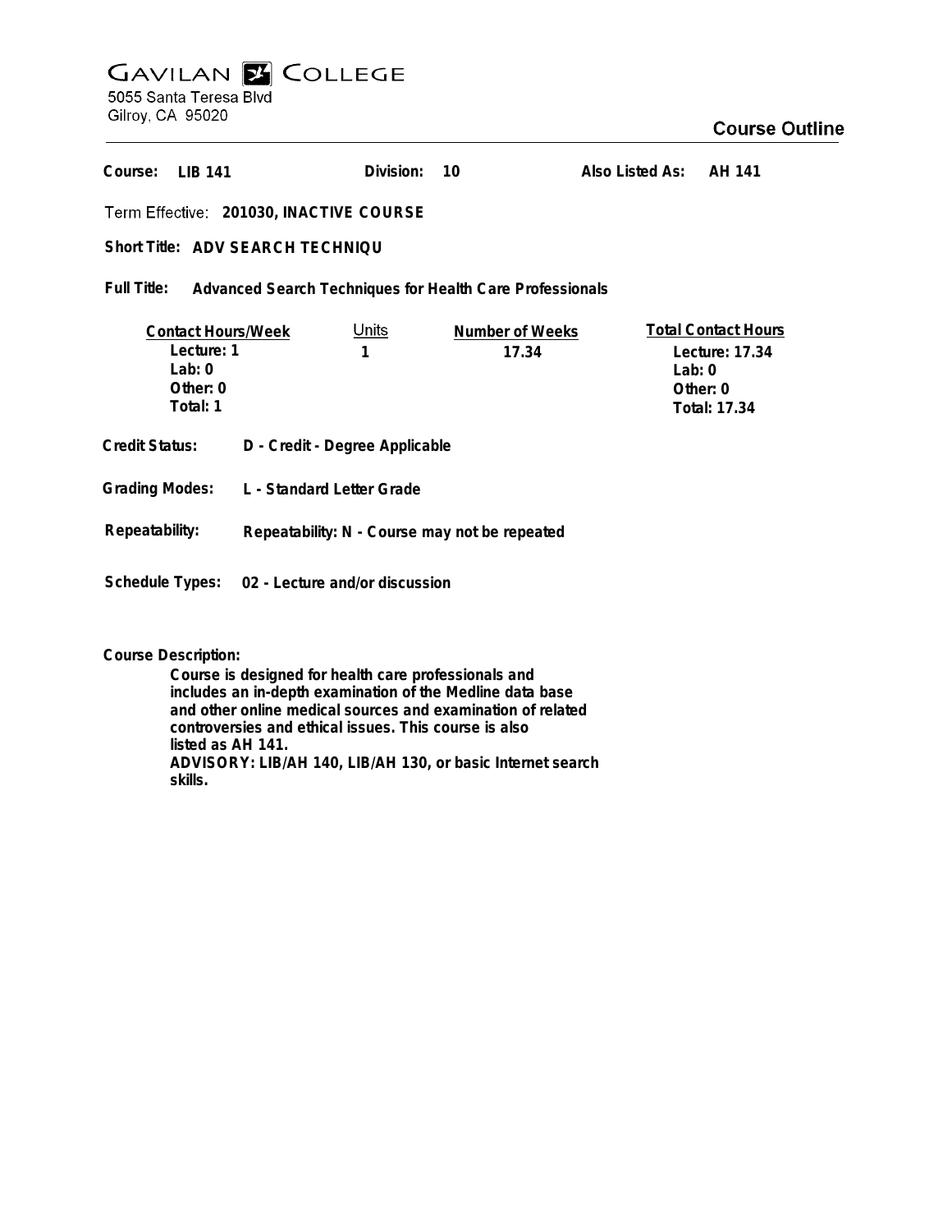# GAVILAN COLLEGE

5055 Santa Teresa Blvd
Gilroy, CA 95020

## Course Outline

**Course:** LIB 141 **Division:** 10 **Also Listed As:** AH 141

Term Effective: **201030, INACTIVE COURSE**

**Short Title:** ADV SEARCH TECHNIQU

**Full Title:** Advanced Search Techniques for Health Care Professionals

| Contact Hours/Week | Units | Number of Weeks | Total Contact Hours |
|---|---|---|---|
| Lecture: 1 | 1 | 17.34 | Lecture: 17.34 |
| Lab: 0 | | | Lab: 0 |
| Other: 0 | | | Other: 0 |
| Total: 1 | | | Total: 17.34 |

**Credit Status:** D - Credit - Degree Applicable

**Grading Modes:** L - Standard Letter Grade

**Repeatability:** Repeatability: N - Course may not be repeated

**Schedule Types:** 02 - Lecture and/or discussion

**Course Description:**

Course is designed for health care professionals and includes an in-depth examination of the Medline data base and other online medical sources and examination of related controversies and ethical issues. This course is also listed as AH 141.
ADVISORY: LIB/AH 140, LIB/AH 130, or basic Internet search skills.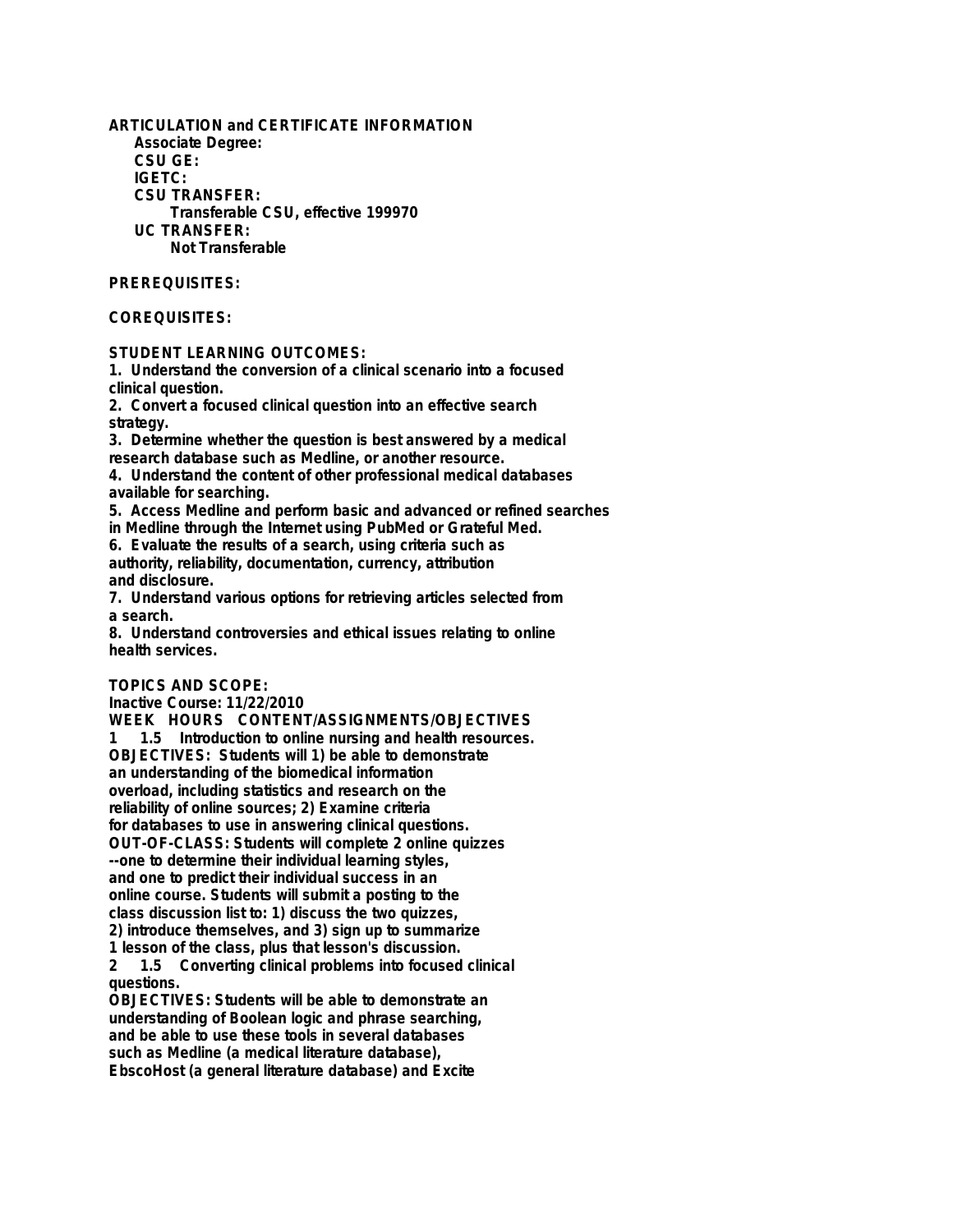**ARTICULATION and CERTIFICATE INFORMATION**

**Associate Degree:**

**CSU GE:**

**IGETC:**

**CSU TRANSFER:**

Transferable CSU, effective 199970

**UC TRANSFER:**

Not Transferable

**PREREQUISITES:**

**COREQUISITES:**

**STUDENT LEARNING OUTCOMES:**

1. Understand the conversion of a clinical scenario into a focused clinical question.
2. Convert a focused clinical question into an effective search strategy.
3. Determine whether the question is best answered by a medical research database such as Medline, or another resource.
4. Understand the content of other professional medical databases available for searching.
5. Access Medline and perform basic and advanced or refined searches in Medline through the Internet using PubMed or Grateful Med.
6. Evaluate the results of a search, using criteria such as authority, reliability, documentation, currency, attribution and disclosure.
7. Understand various options for retrieving articles selected from a search.
8. Understand controversies and ethical issues relating to online health services.

**TOPICS AND SCOPE:**

Inactive Course: 11/22/2010

WEEK HOURS CONTENT/ASSIGNMENTS/OBJECTIVES

1 1.5 Introduction to online nursing and health resources.

OBJECTIVES: Students will 1) be able to demonstrate an understanding of the biomedical information overload, including statistics and research on the reliability of online sources; 2) Examine criteria for databases to use in answering clinical questions.

OUT-OF-CLASS: Students will complete 2 online quizzes --one to determine their individual learning styles, and one to predict their individual success in an online course. Students will submit a posting to the class discussion list to: 1) discuss the two quizzes, 2) introduce themselves, and 3) sign up to summarize 1 lesson of the class, plus that lesson's discussion.

2 1.5 Converting clinical problems into focused clinical questions.

OBJECTIVES: Students will be able to demonstrate an understanding of Boolean logic and phrase searching, and be able to use these tools in several databases such as Medline (a medical literature database), EbscoHost (a general literature database) and Excite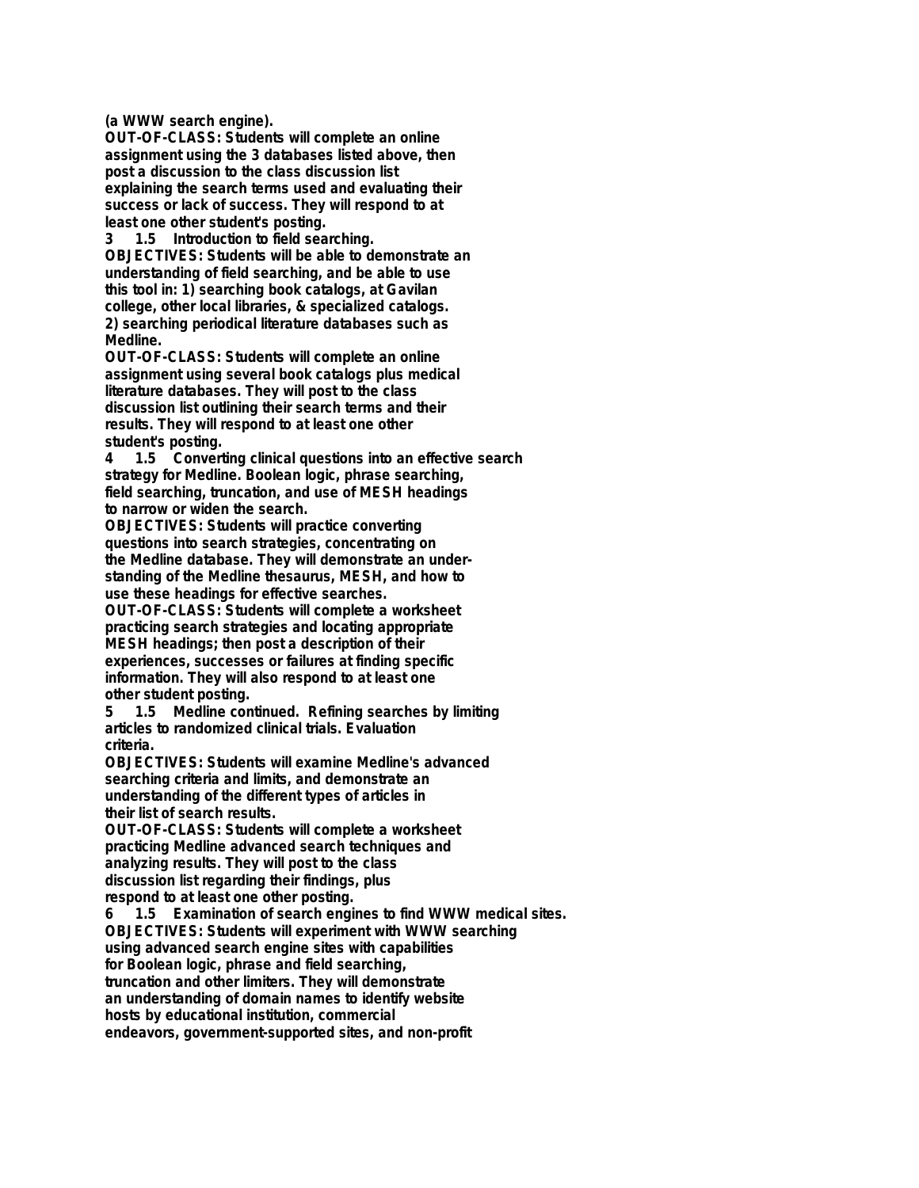**(a WWW search engine).**
**OUT-OF-CLASS: Students will complete an online assignment using the 3 databases listed above, then post a discussion to the class discussion list explaining the search terms used and evaluating their success or lack of success. They will respond to at least one other student's posting.**

**3 1.5 Introduction to field searching.**
**OBJECTIVES: Students will be able to demonstrate an understanding of field searching, and be able to use this tool in: 1) searching book catalogs, at Gavilan college, other local libraries, & specialized catalogs. 2) searching periodical literature databases such as Medline.**
**OUT-OF-CLASS: Students will complete an online assignment using several book catalogs plus medical literature databases. They will post to the class discussion list outlining their search terms and their results. They will respond to at least one other student's posting.**

**4 1.5 Converting clinical questions into an effective search strategy for Medline. Boolean logic, phrase searching, field searching, truncation, and use of MESH headings to narrow or widen the search.**
**OBJECTIVES: Students will practice converting questions into search strategies, concentrating on the Medline database. They will demonstrate an understanding of the Medline thesaurus, MESH, and how to use these headings for effective searches.**
**OUT-OF-CLASS: Students will complete a worksheet practicing search strategies and locating appropriate MESH headings; then post a description of their experiences, successes or failures at finding specific information. They will also respond to at least one other student posting.**

**5 1.5 Medline continued. Refining searches by limiting articles to randomized clinical trials. Evaluation criteria.**
**OBJECTIVES: Students will examine Medline's advanced searching criteria and limits, and demonstrate an understanding of the different types of articles in their list of search results.**
**OUT-OF-CLASS: Students will complete a worksheet practicing Medline advanced search techniques and analyzing results. They will post to the class discussion list regarding their findings, plus respond to at least one other posting.**

**6 1.5 Examination of search engines to find WWW medical sites.**
**OBJECTIVES: Students will experiment with WWW searching using advanced search engine sites with capabilities for Boolean logic, phrase and field searching, truncation and other limiters. They will demonstrate an understanding of domain names to identify website hosts by educational institution, commercial endeavors, government-supported sites, and non-profit**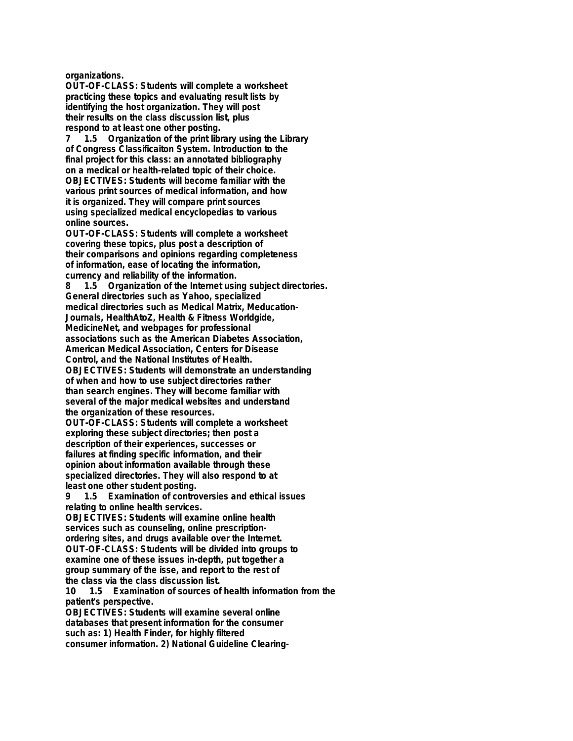**organizations.**

**OUT-OF-CLASS: Students will complete a worksheet practicing these topics and evaluating result lists by identifying the host organization. They will post their results on the class discussion list, plus respond to at least one other posting.**

**7 1.5 Organization of the print library using the Library of Congress Classificaiton System. Introduction to the final project for this class: an annotated bibliography on a medical or health-related topic of their choice.**

**OBJECTIVES: Students will become familiar with the various print sources of medical information, and how it is organized. They will compare print sources using specialized medical encyclopedias to various online sources.**

**OUT-OF-CLASS: Students will complete a worksheet covering these topics, plus post a description of their comparisons and opinions regarding completeness of information, ease of locating the information, currency and reliability of the information.**

**8 1.5 Organization of the Internet using subject directories. General directories such as Yahoo, specialized medical directories such as Medical Matrix, Meducation-Journals, HealthAtoZ, Health & Fitness Worldgide, MedicineNet, and webpages for professional associations such as the American Diabetes Association, American Medical Association, Centers for Disease Control, and the National Institutes of Health.**

**OBJECTIVES: Students will demonstrate an understanding of when and how to use subject directories rather than search engines. They will become familiar with several of the major medical websites and understand the organization of these resources.**

**OUT-OF-CLASS: Students will complete a worksheet exploring these subject directories; then post a description of their experiences, successes or failures at finding specific information, and their opinion about information available through these specialized directories. They will also respond to at least one other student posting.**

**9 1.5 Examination of controversies and ethical issues relating to online health services.**

**OBJECTIVES: Students will examine online health services such as counseling, online prescription-ordering sites, and drugs available over the Internet.**

**OUT-OF-CLASS: Students will be divided into groups to examine one of these issues in-depth, put together a group summary of the isse, and report to the rest of the class via the class discussion list.**

**10 1.5 Examination of sources of health information from the patient's perspective.**

**OBJECTIVES: Students will examine several online databases that present information for the consumer such as: 1) Health Finder, for highly filtered consumer information. 2) National Guideline Clearing-**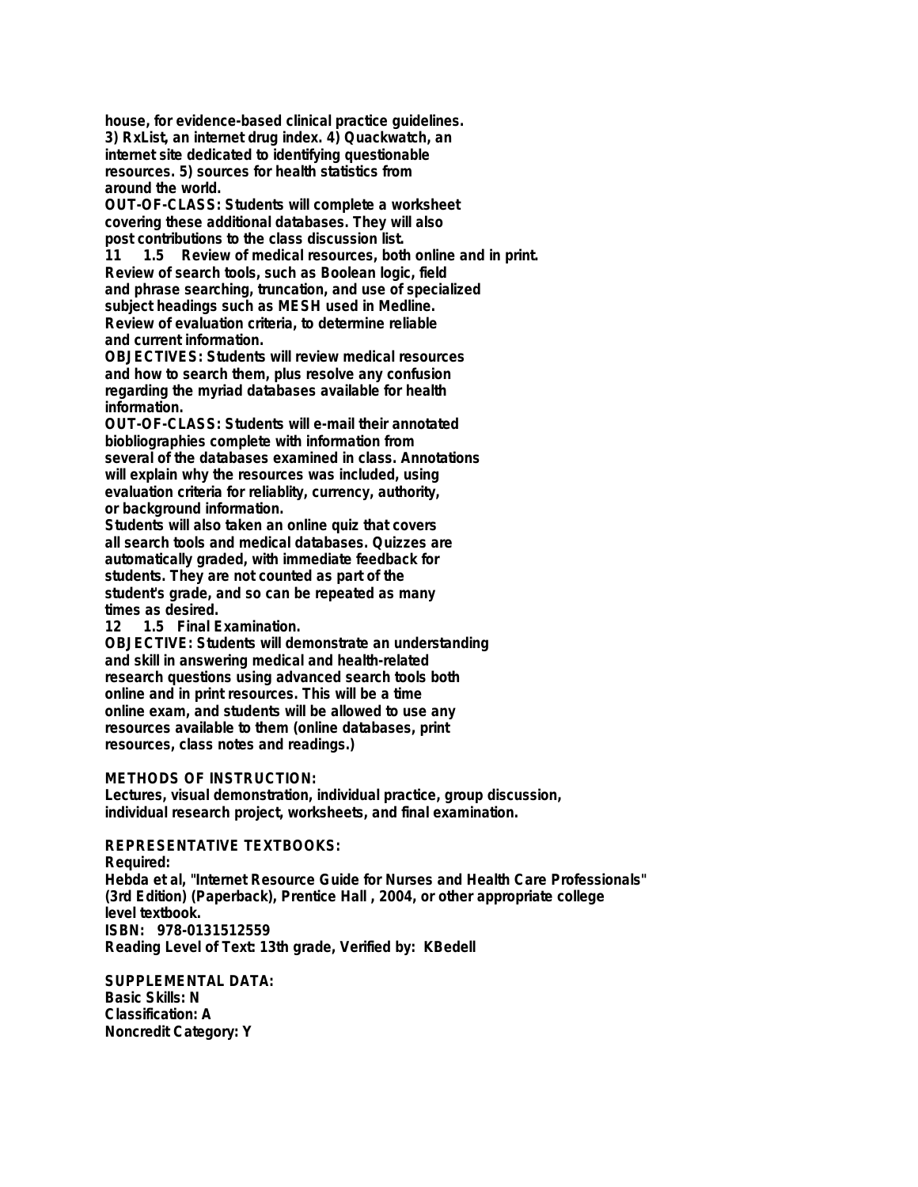house, for evidence-based clinical practice guidelines.
3) RxList, an internet drug index. 4) Quackwatch, an
internet site dedicated to identifying questionable
resources. 5) sources for health statistics from
around the world.
OUT-OF-CLASS: Students will complete a worksheet
covering these additional databases. They will also
post contributions to the class discussion list.
11   1.5   Review of medical resources, both online and in print.
Review of search tools, such as Boolean logic, field
and phrase searching, truncation, and use of specialized
subject headings such as MESH used in Medline.
Review of evaluation criteria, to determine reliable
and current information.
OBJECTIVES: Students will review medical resources
and how to search them, plus resolve any confusion
regarding the myriad databases available for health
information.
OUT-OF-CLASS: Students will e-mail their annotated
biobliographies complete with information from
several of the databases examined in class. Annotations
will explain why the resources was included, using
evaluation criteria for reliablity, currency, authority,
or background information.
Students will also taken an online quiz that covers
all search tools and medical databases. Quizzes are
automatically graded, with immediate feedback for
students. They are not counted as part of the
student's grade, and so can be repeated as many
times as desired.
12   1.5   Final Examination.
OBJECTIVE: Students will demonstrate an understanding
and skill in answering medical and health-related
research questions using advanced search tools both
online and in print resources. This will be a time
online exam, and students will be allowed to use any
resources available to them (online databases, print
resources, class notes and readings.)

METHODS OF INSTRUCTION:
Lectures, visual demonstration, individual practice, group discussion,
individual research project, worksheets, and final examination.

REPRESENTATIVE TEXTBOOKS:
Required:
Hebda et al, "Internet Resource Guide for Nurses and Health Care Professionals"
(3rd Edition) (Paperback), Prentice Hall , 2004, or other appropriate college
level textbook.
ISBN: 978-0131512559
Reading Level of Text: 13th grade, Verified by: KBedell

SUPPLEMENTAL DATA:
Basic Skills: N
Classification: A
Noncredit Category: Y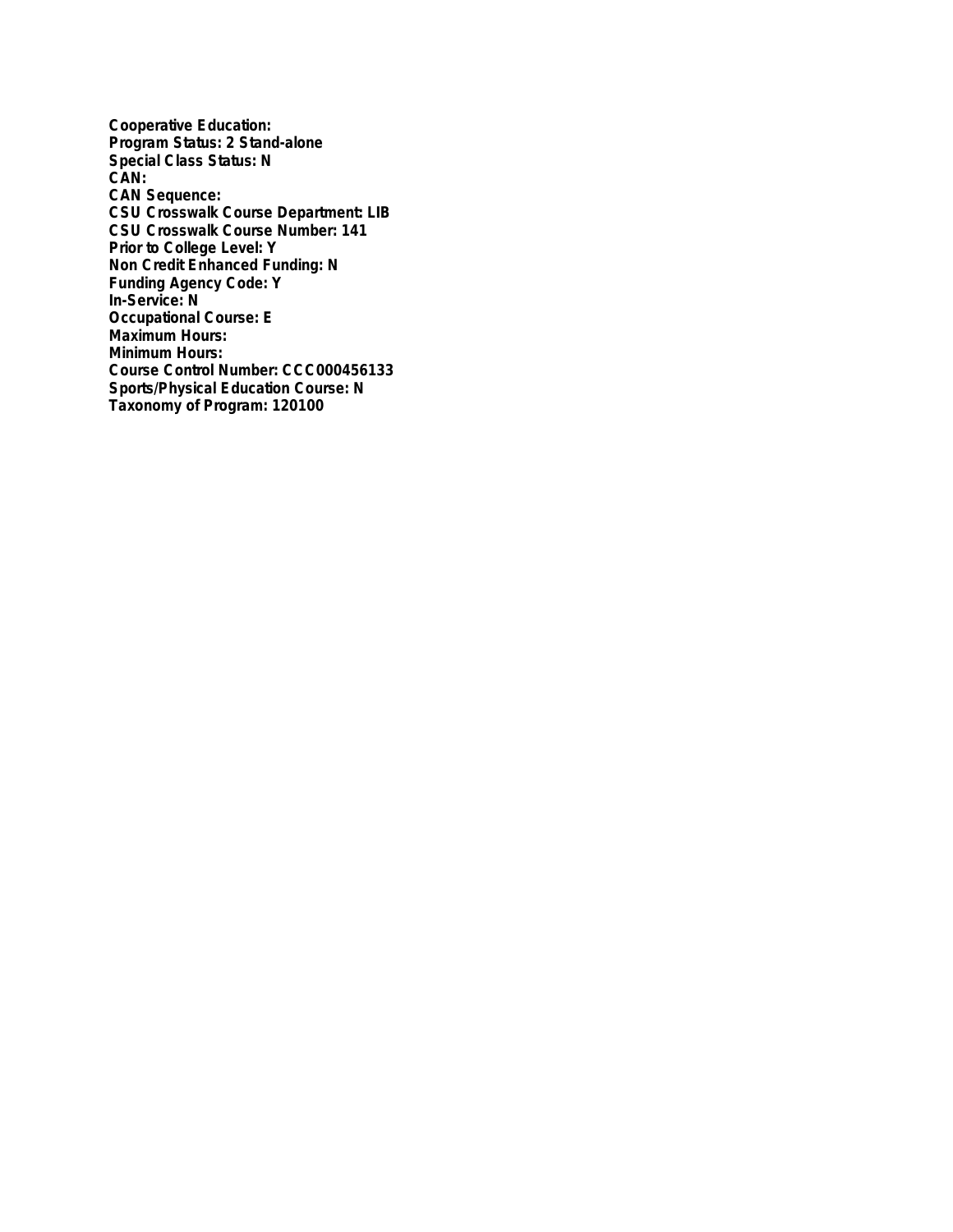**Cooperative Education:**
**Program Status: 2 Stand-alone**
**Special Class Status: N**
**CAN:**
**CAN Sequence:**
**CSU Crosswalk Course Department: LIB**
**CSU Crosswalk Course Number: 141**
**Prior to College Level: Y**
**Non Credit Enhanced Funding: N**
**Funding Agency Code: Y**
**In-Service: N**
**Occupational Course: E**
**Maximum Hours:**
**Minimum Hours:**
**Course Control Number: CCC000456133**
**Sports/Physical Education Course: N**
**Taxonomy of Program: 120100**